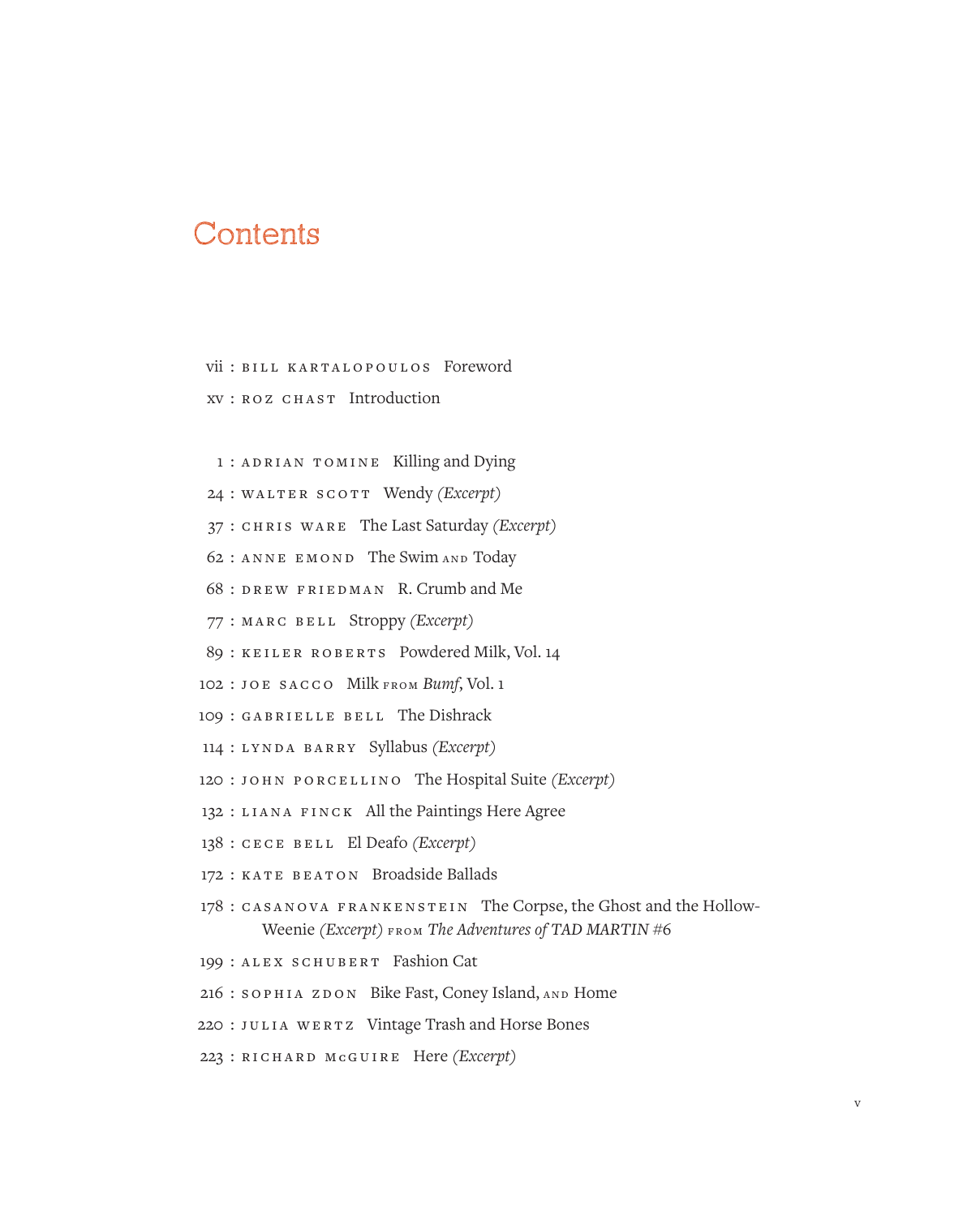# Contents

vii : BILL KARTALOPOULOS Foreword

xv : ROZ CHAST Introduction

1 : ADRIAN TOMINE Killing and Dying

24 : WALTER SCOTT Wendy *(Excerpt)*

37 : CHRIS WARE The Last Saturday *(Excerpt)*

62 : ANNE EMOND The Swim AND Today

68 : DREW FRIEDMAN R. Crumb and Me

77 : MARC BELL Stroppy *(Excerpt)*

89 : KEILER ROBERTS Powdered Milk, Vol. 14

102 : JOE SACCO Milk FROM *Bumf*, Vol. 1

109 : GABRIELLE BELL The Dishrack

114 : LYNDA BARRY Syllabus *(Excerpt)*

120 : JOHN PORCELLINO The Hospital Suite *(Excerpt)*

132 : LIANA FINCK All the Paintings Here Agree

138 : CECE BELL El Deafo *(Excerpt)*

172 : KATE BEATON Broadside Ballads

178 : CASANOVA FRANKENSTEIN The Corpse, the Ghost and the Hollow-Weenie *(Excerpt)* FROM *The Adventures of TAD MARTIN #6*

199 : ALEX SCHUBERT Fashion Cat

216 : SOPHIA ZDON Bike Fast, Coney Island, AND Home

220 : JULIA WERTZ Vintage Trash and Horse Bones

223 : RICHARD McGUIRE Here *(Excerpt)*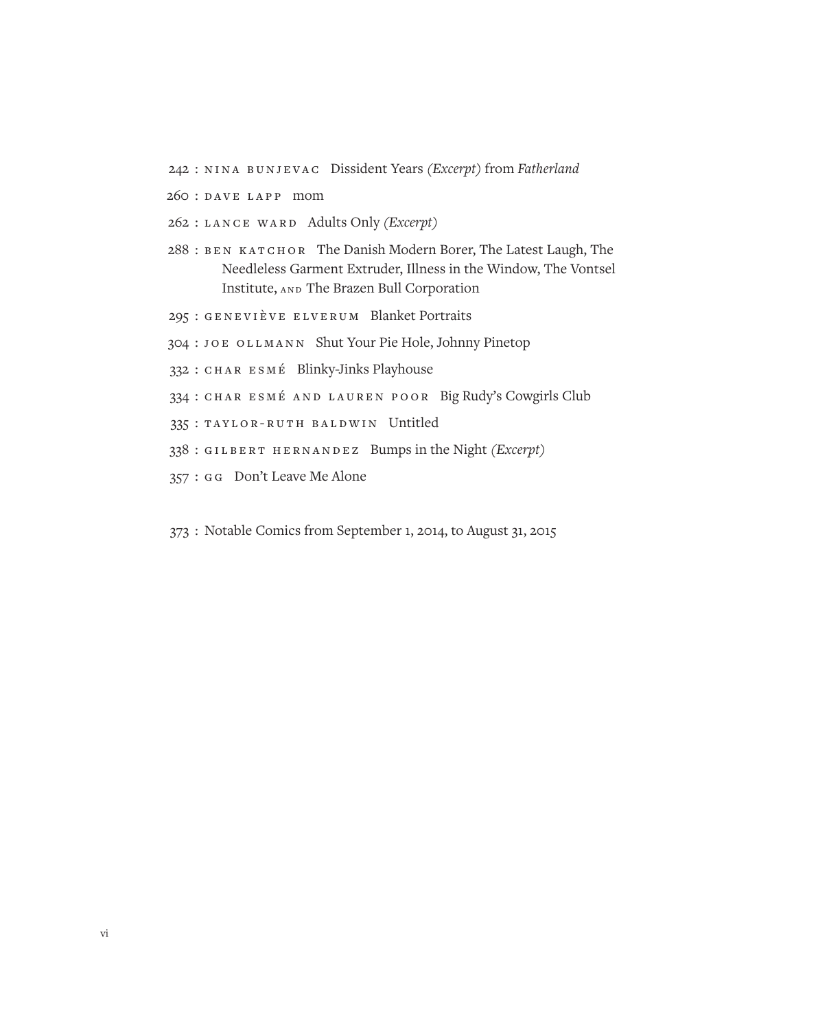242 : NINA BUNJEVAC Dissident Years *(Excerpt)* from *Fatherland*

260 : DAVE LAPP mom

262 : LANCE WARD Adults Only *(Excerpt)*

288 : BEN KATCHOR The Danish Modern Borer, The Latest Laugh, The Needleless Garment Extruder, Illness in the Window, The Vontsel Institute, AND The Brazen Bull Corporation

295 : GENEVIÈVE ELVERUM Blanket Portraits

304 : JOE OLLMANN Shut Your Pie Hole, Johnny Pinetop

332 : CHAR ESMÉ Blinky-Jinks Playhouse

334 : CHAR ESMÉ AND LAUREN POOR Big Rudy's Cowgirls Club

335 : TAYLOR-RUTH BALDWIN Untitled

338 : GILBERT HERNANDEZ Bumps in the Night *(Excerpt)*

357 : GG Don't Leave Me Alone

373 : Notable Comics from September 1, 2014, to August 31, 2015